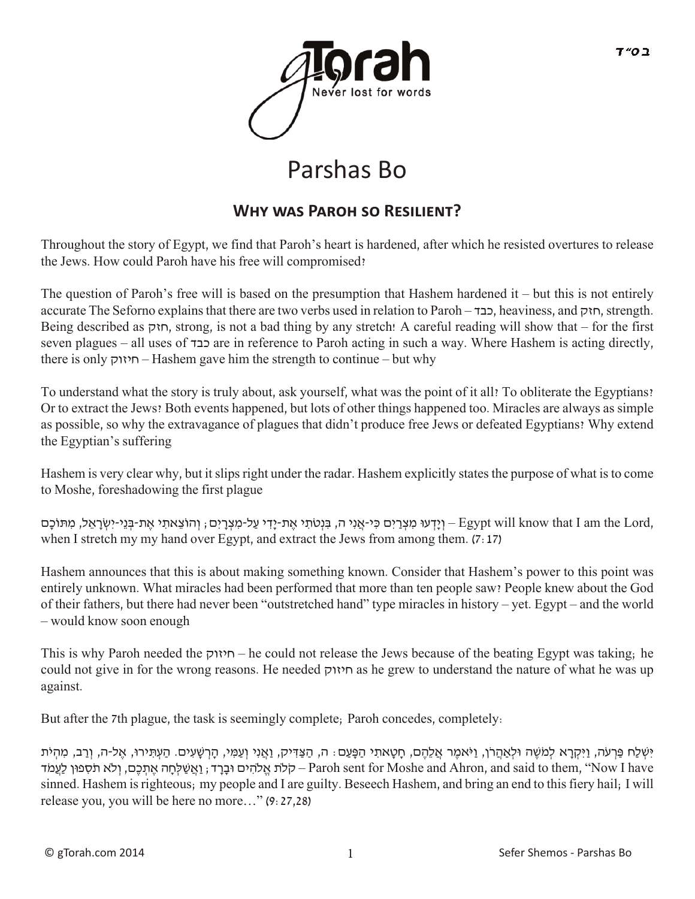# Parshas Bo

## Why was Paroh so Resilient?

Throughout the story of Egypt, we find that Paroh's heart is hardened, after which he resisted overtures to release the Jews. How could Paroh have his free will compromised?

The question of Paroh's free will is based on the presumption that Hashem hardened it – but this is not entirely accurate The Seforno explains that there are two verbs used in relation to Paroh – כבד, heaviness, and חזק, strength. Being described as חזק, strong, is not a bad thing by any stretch! A careful reading will show that – for the first seven plagues – all uses of כבד are in reference to Paroh acting in such a way. Where Hashem is acting directly, there is only חיזוק – Hashem gave him the strength to continue – but why

To understand what the story is truly about, ask yourself, what was the point of it all? To obliterate the Egyptians? Or to extract the Jews? Both events happened, but lots of other things happened too. Miracles are always as simple as possible, so why the extravagance of plagues that didn't produce free Jews or defeated Egyptians? Why extend the Egyptian's suffering

Hashem is very clear why, but it slips right under the radar. Hashem explicitly states the purpose of what is to come to Moshe, foreshadowing the first plague

וְיָדְעוּ מִצְרַיִם כִּי-אֲנִי ה, בִּנְטֹתִי אֶת-יָדִי עַל-מִצְרָיִם; וְהוֹצֵאתִי אֶת-בְּנֵי-יִשְׂרָאֵל, מִתּוֹכָם – Egypt will know that I am the Lord, when I stretch my my hand over Egypt, and extract the Jews from among them. (7:17)

Hashem announces that this is about making something known. Consider that Hashem's power to this point was entirely unknown. What miracles had been performed that more than ten people saw? People knew about the God of their fathers, but there had never been "outstretched hand" type miracles in history – yet. Egypt – and the world – would know soon enough

This is why Paroh needed the חיזוק – he could not release the Jews because of the beating Egypt was taking; he could not give in for the wrong reasons. He needed חיזוק as he grew to understand the nature of what he was up against.

But after the 7th plague, the task is seemingly complete; Paroh concedes, completely:

וַיִּשְׁלַח פַּרְעֹה, וַיִּקְרָא לְמֹשֶׁה וּלְאַהֲרֹן, וַיֹּאמֶר אֲלֵהֶם, חָטָאתִי הַפָּעַם: ה, הַצַּדִּיק, וַאֲנִי וְעַמִּי, הָרְשָׁעִים. הַעְתִּירוּ, אֶל-ה, וְרַב, מִהְיֹת קֹלֹת אֱלֹהִים וּבָרָד; וַאֲשַׁלְּחָה אֶתְכֶם, וְלֹא תֹסִפוּן לַעֲמֹד – Paroh sent for Moshe and Ahron, and said to them, "Now I have sinned. Hashem is righteous; my people and I are guilty. Beseech Hashem, and bring an end to this fiery hail; I will release you, you will be here no more…" (9:27,28)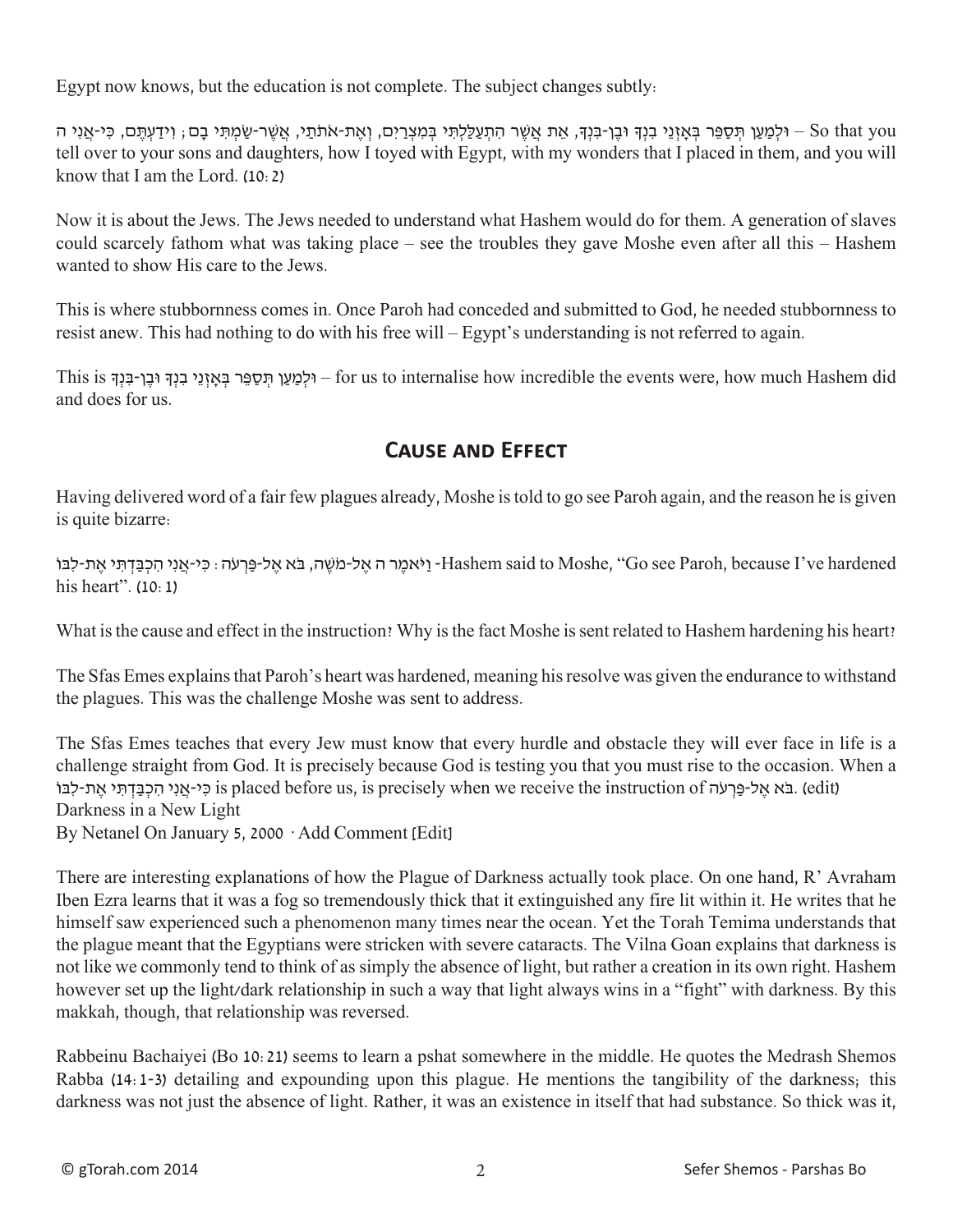Egypt now knows, but the education is not complete. The subject changes subtly:

וּלְמַעַן תְּסַפֵּר בְּאָזְנֵי בִנְךָ וּבֶן-בִּנְךָ, אֵת אֲשֶׁר הִתְעַלַּלְתִּי בְּמִצְרַיִם, וְאֶת-אֹתֹתַי, אֲשֶׁר-שַׂמְתִּי בָם; וִידַעְתֶּם, כִּי-אֲנִי ה – So that you tell over to your sons and daughters, how I toyed with Egypt, with my wonders that I placed in them, and you will know that I am the Lord. (10:2)

Now it is about the Jews. The Jews needed to understand what Hashem would do for them. A generation of slaves could scarcely fathom what was taking place – see the troubles they gave Moshe even after all this – Hashem wanted to show His care to the Jews.

This is where stubbornness comes in. Once Paroh had conceded and submitted to God, he needed stubbornness to resist anew. This had nothing to do with his free will – Egypt's understanding is not referred to again.

This is וּלְמַעַן תְּסַפֵּר בְּאָזְנֵי בִנְךָ וּבֶן-בִּנְךָ – for us to internalise how incredible the events were, how much Hashem did and does for us.

## Cause and Effect

Having delivered word of a fair few plagues already, Moshe is told to go see Paroh again, and the reason he is given is quite bizarre:

וַיֹּאמֶר ה אֶל-מֹשֶׁה, בֹּא אֶל-פַּרְעֹה: כִּי-אֲנִי הִכְבַּדְתִּי אֶת-לִבּוֹ -Hashem said to Moshe, "Go see Paroh, because I've hardened his heart". (10:1)

What is the cause and effect in the instruction? Why is the fact Moshe is sent related to Hashem hardening his heart?

The Sfas Emes explains that Paroh's heart was hardened, meaning his resolve was given the endurance to withstand the plagues. This was the challenge Moshe was sent to address.

The Sfas Emes teaches that every Jew must know that every hurdle and obstacle they will ever face in life is a challenge straight from God. It is precisely because God is testing you that you must rise to the occasion. When a כִּי-אֲנִי הִכְבַּדְתִּי אֶת-לִבּוֹ is placed before us, is precisely when we receive the instruction of בֹּא אֶל-פַּרְעֹה. (edit)
Darkness in a New Light
By Netanel On January 5, 2000 · Add Comment [Edit]

There are interesting explanations of how the Plague of Darkness actually took place. On one hand, R' Avraham Iben Ezra learns that it was a fog so tremendously thick that it extinguished any fire lit within it. He writes that he himself saw experienced such a phenomenon many times near the ocean. Yet the Torah Temima understands that the plague meant that the Egyptians were stricken with severe cataracts. The Vilna Goan explains that darkness is not like we commonly tend to think of as simply the absence of light, but rather a creation in its own right. Hashem however set up the light/dark relationship in such a way that light always wins in a "fight" with darkness. By this makkah, though, that relationship was reversed.

Rabbeinu Bachaiyei (Bo 10:21) seems to learn a pshat somewhere in the middle. He quotes the Medrash Shemos Rabba (14:1-3) detailing and expounding upon this plague. He mentions the tangibility of the darkness; this darkness was not just the absence of light. Rather, it was an existence in itself that had substance. So thick was it,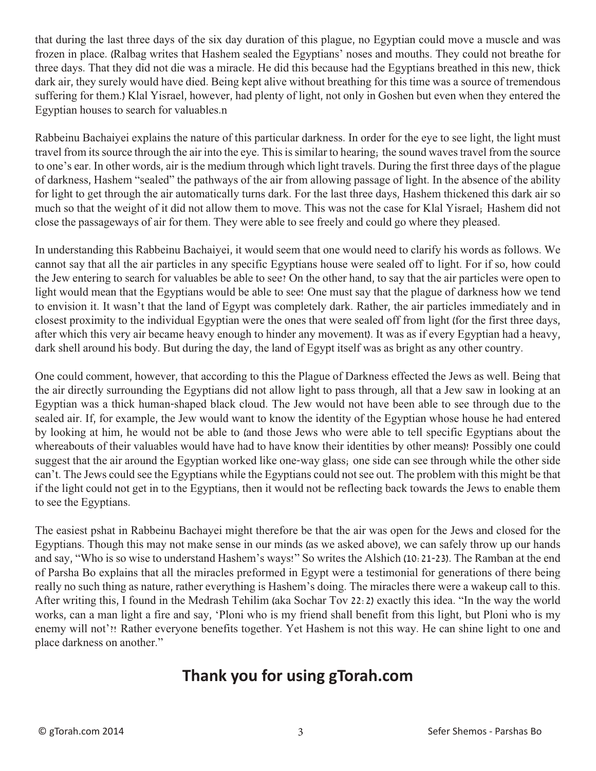that during the last three days of the six day duration of this plague, no Egyptian could move a muscle and was frozen in place. (Ralbag writes that Hashem sealed the Egyptians' noses and mouths. They could not breathe for three days. That they did not die was a miracle. He did this because had the Egyptians breathed in this new, thick dark air, they surely would have died. Being kept alive without breathing for this time was a source of tremendous suffering for them.) Klal Yisrael, however, had plenty of light, not only in Goshen but even when they entered the Egyptian houses to search for valuables.n

Rabbeinu Bachaiyei explains the nature of this particular darkness. In order for the eye to see light, the light must travel from its source through the air into the eye. This is similar to hearing; the sound waves travel from the source to one's ear. In other words, air is the medium through which light travels. During the first three days of the plague of darkness, Hashem "sealed" the pathways of the air from allowing passage of light. In the absence of the ability for light to get through the air automatically turns dark. For the last three days, Hashem thickened this dark air so much so that the weight of it did not allow them to move. This was not the case for Klal Yisrael; Hashem did not close the passageways of air for them. They were able to see freely and could go where they pleased.

In understanding this Rabbeinu Bachaiyei, it would seem that one would need to clarify his words as follows. We cannot say that all the air particles in any specific Egyptians house were sealed off to light. For if so, how could the Jew entering to search for valuables be able to see? On the other hand, to say that the air particles were open to light would mean that the Egyptians would be able to see! One must say that the plague of darkness how we tend to envision it. It wasn't that the land of Egypt was completely dark. Rather, the air particles immediately and in closest proximity to the individual Egyptian were the ones that were sealed off from light (for the first three days, after which this very air became heavy enough to hinder any movement). It was as if every Egyptian had a heavy, dark shell around his body. But during the day, the land of Egypt itself was as bright as any other country.

One could comment, however, that according to this the Plague of Darkness effected the Jews as well. Being that the air directly surrounding the Egyptians did not allow light to pass through, all that a Jew saw in looking at an Egyptian was a thick human-shaped black cloud. The Jew would not have been able to see through due to the sealed air. If, for example, the Jew would want to know the identity of the Egyptian whose house he had entered by looking at him, he would not be able to (and those Jews who were able to tell specific Egyptians about the whereabouts of their valuables would have had to have know their identities by other means)! Possibly one could suggest that the air around the Egyptian worked like one-way glass; one side can see through while the other side can't. The Jews could see the Egyptians while the Egyptians could not see out. The problem with this might be that if the light could not get in to the Egyptians, then it would not be reflecting back towards the Jews to enable them to see the Egyptians.

The easiest pshat in Rabbeinu Bachayei might therefore be that the air was open for the Jews and closed for the Egyptians. Though this may not make sense in our minds (as we asked above), we can safely throw up our hands and say, "Who is so wise to understand Hashem's ways!" So writes the Alshich (10:21-23). The Ramban at the end of Parsha Bo explains that all the miracles preformed in Egypt were a testimonial for generations of there being really no such thing as nature, rather everything is Hashem's doing. The miracles there were a wakeup call to this. After writing this, I found in the Medrash Tehilim (aka Sochar Tov 22:2) exactly this idea. "In the way the world works, can a man light a fire and say, 'Ploni who is my friend shall benefit from this light, but Ploni who is my enemy will not'?! Rather everyone benefits together. Yet Hashem is not this way. He can shine light to one and place darkness on another."

## Thank you for using gTorah.com